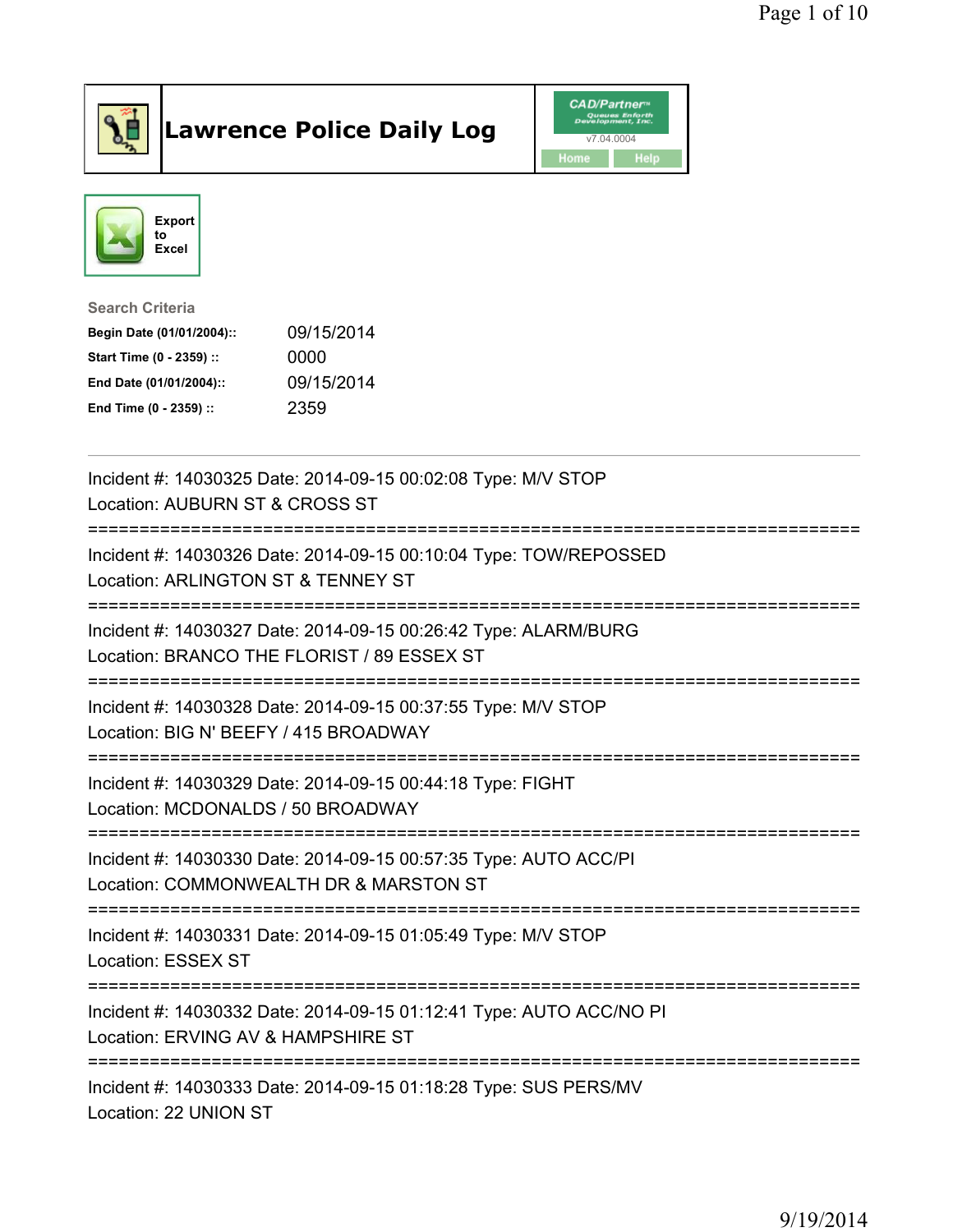# Lawrence Police Daily Log

CAD/Partner
v7.04.0004
Home Help

Export to Excel

**Search Criteria**

| | |
|---|---|
| **Begin Date (01/01/2004)::** | 09/15/2014 |
| **Start Time (0 - 2359) ::** | 0000 |
| **End Date (01/01/2004)::** | 09/15/2014 |
| **End Time (0 - 2359) ::** | 2359 |

---

Incident #: 14030325 Date: 2014-09-15 00:02:08 Type: M/V STOP
Location: AUBURN ST & CROSS ST

===========================================================================

Incident #: 14030326 Date: 2014-09-15 00:10:04 Type: TOW/REPOSSED
Location: ARLINGTON ST & TENNEY ST

===========================================================================

Incident #: 14030327 Date: 2014-09-15 00:26:42 Type: ALARM/BURG
Location: BRANCO THE FLORIST / 89 ESSEX ST

===========================================================================

Incident #: 14030328 Date: 2014-09-15 00:37:55 Type: M/V STOP
Location: BIG N' BEEFY / 415 BROADWAY

===========================================================================

Incident #: 14030329 Date: 2014-09-15 00:44:18 Type: FIGHT
Location: MCDONALDS / 50 BROADWAY

===========================================================================

Incident #: 14030330 Date: 2014-09-15 00:57:35 Type: AUTO ACC/PI
Location: COMMONWEALTH DR & MARSTON ST

===========================================================================

Incident #: 14030331 Date: 2014-09-15 01:05:49 Type: M/V STOP
Location: ESSEX ST

===========================================================================

Incident #: 14030332 Date: 2014-09-15 01:12:41 Type: AUTO ACC/NO PI
Location: ERVING AV & HAMPSHIRE ST

===========================================================================

Incident #: 14030333 Date: 2014-09-15 01:18:28 Type: SUS PERS/MV
Location: 22 UNION ST

9/19/2014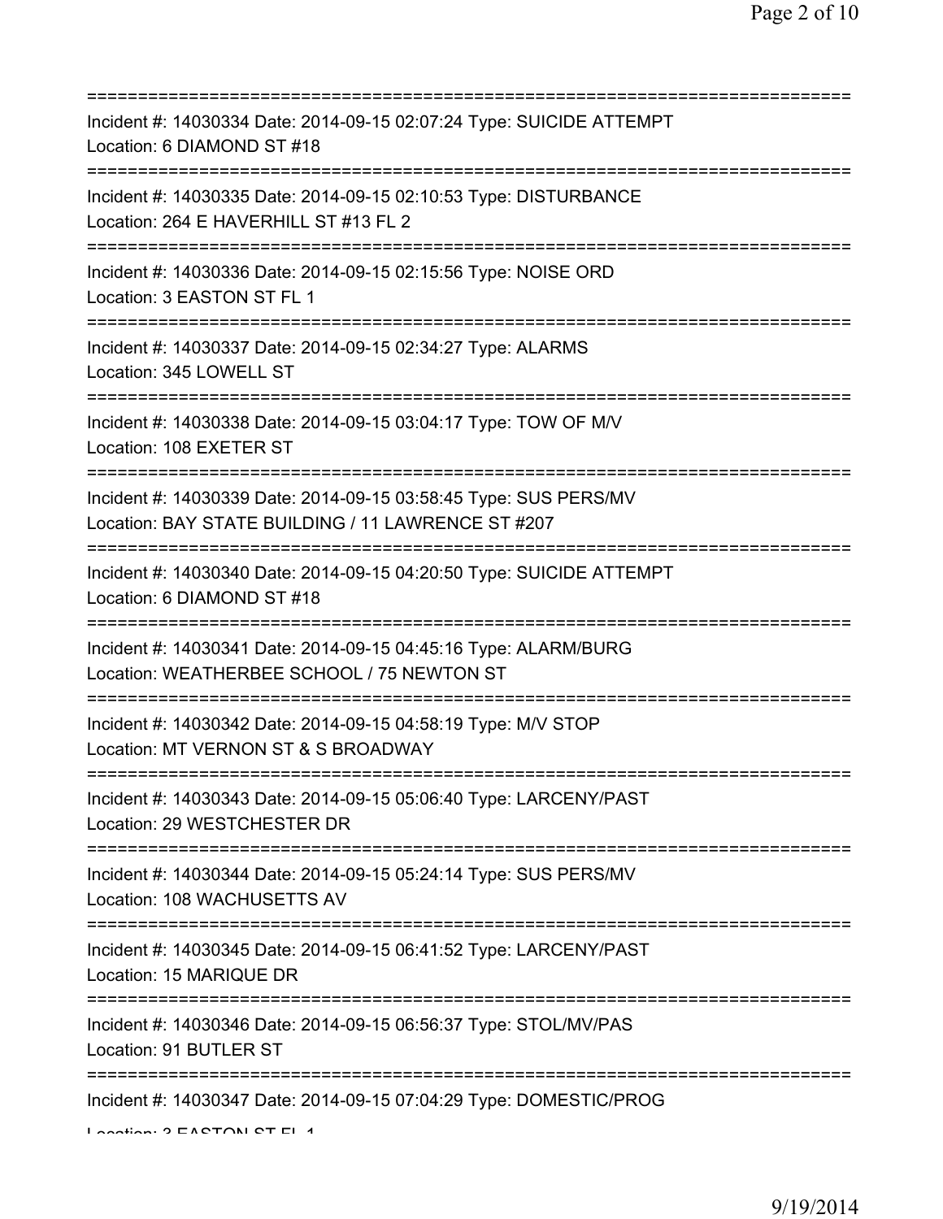===========================================================================
Incident #: 14030334 Date: 2014-09-15 02:07:24 Type: SUICIDE ATTEMPT
Location: 6 DIAMOND ST #18
===========================================================================
Incident #: 14030335 Date: 2014-09-15 02:10:53 Type: DISTURBANCE
Location: 264 E HAVERHILL ST #13 FL 2
===========================================================================
Incident #: 14030336 Date: 2014-09-15 02:15:56 Type: NOISE ORD
Location: 3 EASTON ST FL 1
===========================================================================
Incident #: 14030337 Date: 2014-09-15 02:34:27 Type: ALARMS
Location: 345 LOWELL ST
===========================================================================
Incident #: 14030338 Date: 2014-09-15 03:04:17 Type: TOW OF M/V
Location: 108 EXETER ST
===========================================================================
Incident #: 14030339 Date: 2014-09-15 03:58:45 Type: SUS PERS/MV
Location: BAY STATE BUILDING / 11 LAWRENCE ST #207
===========================================================================
Incident #: 14030340 Date: 2014-09-15 04:20:50 Type: SUICIDE ATTEMPT
Location: 6 DIAMOND ST #18
===========================================================================
Incident #: 14030341 Date: 2014-09-15 04:45:16 Type: ALARM/BURG
Location: WEATHERBEE SCHOOL / 75 NEWTON ST
===========================================================================
Incident #: 14030342 Date: 2014-09-15 04:58:19 Type: M/V STOP
Location: MT VERNON ST & S BROADWAY
===========================================================================
Incident #: 14030343 Date: 2014-09-15 05:06:40 Type: LARCENY/PAST
Location: 29 WESTCHESTER DR
===========================================================================
Incident #: 14030344 Date: 2014-09-15 05:24:14 Type: SUS PERS/MV
Location: 108 WACHUSETTS AV
===========================================================================
Incident #: 14030345 Date: 2014-09-15 06:41:52 Type: LARCENY/PAST
Location: 15 MARIQUE DR
===========================================================================
Incident #: 14030346 Date: 2014-09-15 06:56:37 Type: STOL/MV/PAS
Location: 91 BUTLER ST
===========================================================================
Incident #: 14030347 Date: 2014-09-15 07:04:29 Type: DOMESTIC/PROG
Location: 3 EASTON ST FL 1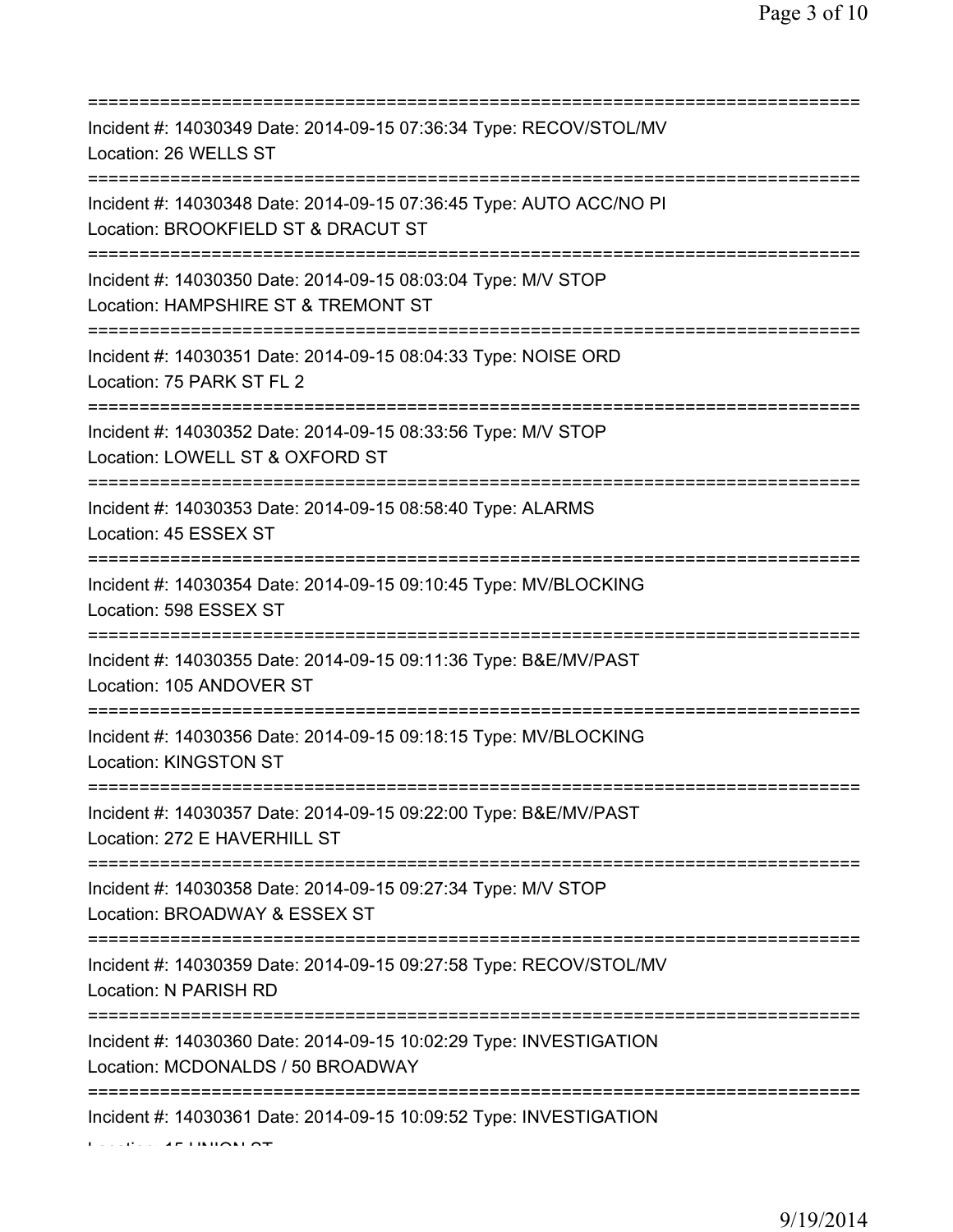===========================================================================
Incident #: 14030349 Date: 2014-09-15 07:36:34 Type: RECOV/STOL/MV
Location: 26 WELLS ST
===========================================================================
Incident #: 14030348 Date: 2014-09-15 07:36:45 Type: AUTO ACC/NO PI
Location: BROOKFIELD ST & DRACUT ST
===========================================================================
Incident #: 14030350 Date: 2014-09-15 08:03:04 Type: M/V STOP
Location: HAMPSHIRE ST & TREMONT ST
===========================================================================
Incident #: 14030351 Date: 2014-09-15 08:04:33 Type: NOISE ORD
Location: 75 PARK ST FL 2
===========================================================================
Incident #: 14030352 Date: 2014-09-15 08:33:56 Type: M/V STOP
Location: LOWELL ST & OXFORD ST
===========================================================================
Incident #: 14030353 Date: 2014-09-15 08:58:40 Type: ALARMS
Location: 45 ESSEX ST
===========================================================================
Incident #: 14030354 Date: 2014-09-15 09:10:45 Type: MV/BLOCKING
Location: 598 ESSEX ST
===========================================================================
Incident #: 14030355 Date: 2014-09-15 09:11:36 Type: B&E/MV/PAST
Location: 105 ANDOVER ST
===========================================================================
Incident #: 14030356 Date: 2014-09-15 09:18:15 Type: MV/BLOCKING
Location: KINGSTON ST
===========================================================================
Incident #: 14030357 Date: 2014-09-15 09:22:00 Type: B&E/MV/PAST
Location: 272 E HAVERHILL ST
===========================================================================
Incident #: 14030358 Date: 2014-09-15 09:27:34 Type: M/V STOP
Location: BROADWAY & ESSEX ST
===========================================================================
Incident #: 14030359 Date: 2014-09-15 09:27:58 Type: RECOV/STOL/MV
Location: N PARISH RD
===========================================================================
Incident #: 14030360 Date: 2014-09-15 10:02:29 Type: INVESTIGATION
Location: MCDONALDS / 50 BROADWAY
===========================================================================
Incident #: 14030361 Date: 2014-09-15 10:09:52 Type: INVESTIGATION
Location: 15 UNION ST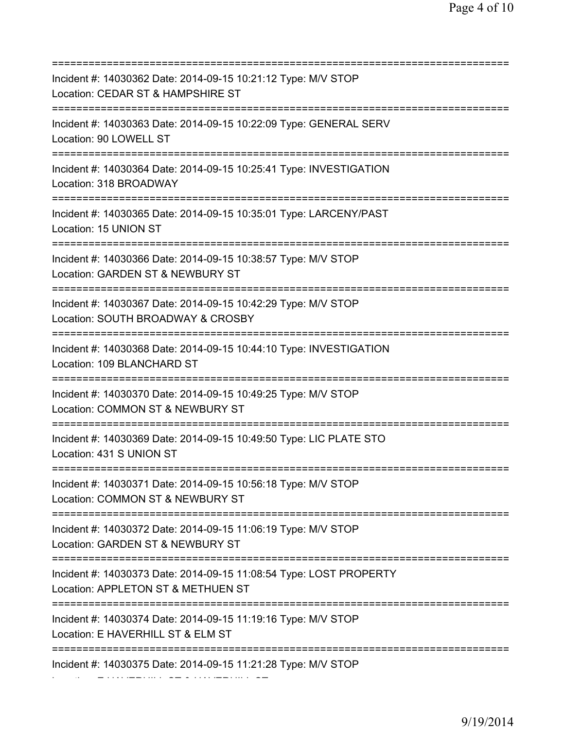===========================================================================
Incident #: 14030362 Date: 2014-09-15 10:21:12 Type: M/V STOP
Location: CEDAR ST & HAMPSHIRE ST
===========================================================================
Incident #: 14030363 Date: 2014-09-15 10:22:09 Type: GENERAL SERV
Location: 90 LOWELL ST
===========================================================================
Incident #: 14030364 Date: 2014-09-15 10:25:41 Type: INVESTIGATION
Location: 318 BROADWAY
===========================================================================
Incident #: 14030365 Date: 2014-09-15 10:35:01 Type: LARCENY/PAST
Location: 15 UNION ST
===========================================================================
Incident #: 14030366 Date: 2014-09-15 10:38:57 Type: M/V STOP
Location: GARDEN ST & NEWBURY ST
===========================================================================
Incident #: 14030367 Date: 2014-09-15 10:42:29 Type: M/V STOP
Location: SOUTH BROADWAY & CROSBY
===========================================================================
Incident #: 14030368 Date: 2014-09-15 10:44:10 Type: INVESTIGATION
Location: 109 BLANCHARD ST
===========================================================================
Incident #: 14030370 Date: 2014-09-15 10:49:25 Type: M/V STOP
Location: COMMON ST & NEWBURY ST
===========================================================================
Incident #: 14030369 Date: 2014-09-15 10:49:50 Type: LIC PLATE STO
Location: 431 S UNION ST
===========================================================================
Incident #: 14030371 Date: 2014-09-15 10:56:18 Type: M/V STOP
Location: COMMON ST & NEWBURY ST
===========================================================================
Incident #: 14030372 Date: 2014-09-15 11:06:19 Type: M/V STOP
Location: GARDEN ST & NEWBURY ST
===========================================================================
Incident #: 14030373 Date: 2014-09-15 11:08:54 Type: LOST PROPERTY
Location: APPLETON ST & METHUEN ST
===========================================================================
Incident #: 14030374 Date: 2014-09-15 11:19:16 Type: M/V STOP
Location: E HAVERHILL ST & ELM ST
===========================================================================
Incident #: 14030375 Date: 2014-09-15 11:21:28 Type: M/V STOP
Location: E HAVERHILL ST & HAVERHILL ST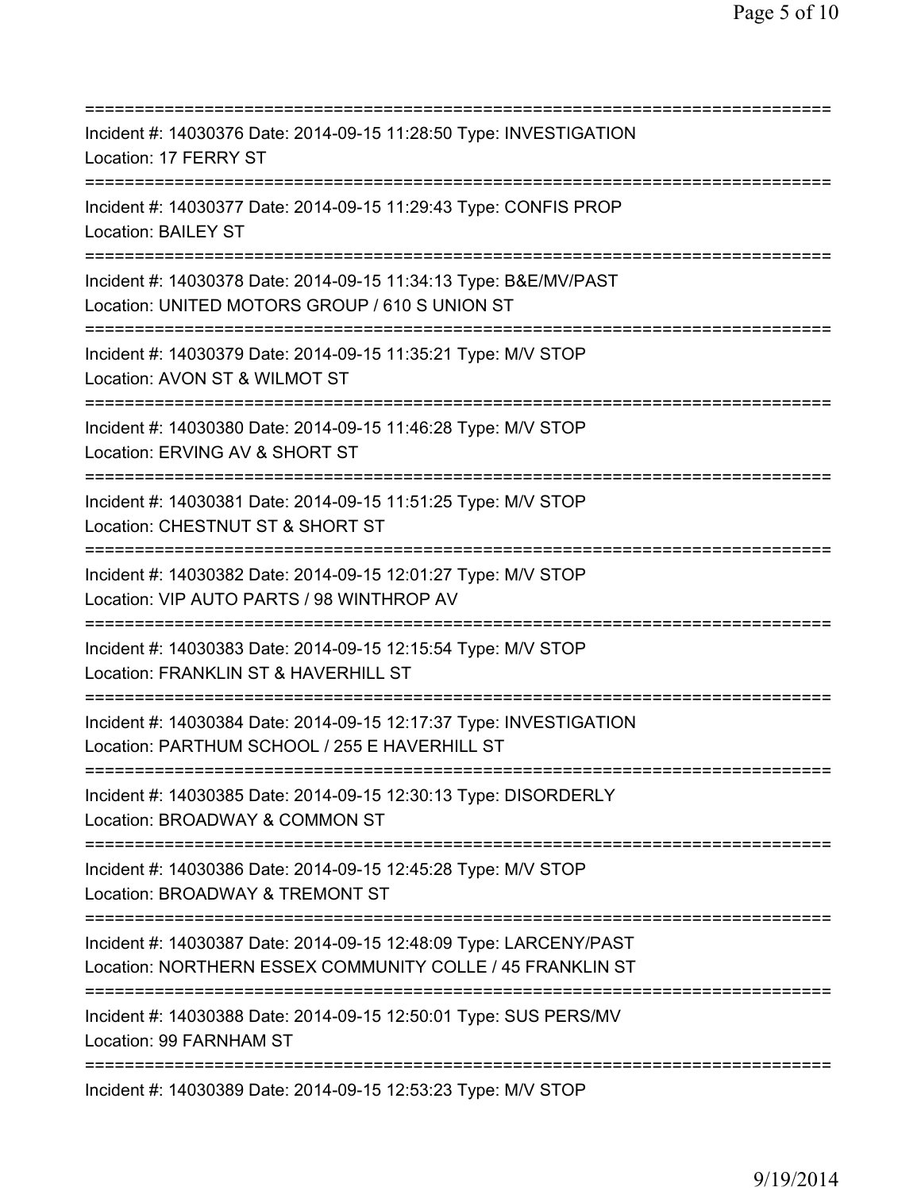===========================================================================
Incident #: 14030376 Date: 2014-09-15 11:28:50 Type: INVESTIGATION
Location: 17 FERRY ST
===========================================================================
Incident #: 14030377 Date: 2014-09-15 11:29:43 Type: CONFIS PROP
Location: BAILEY ST
===========================================================================
Incident #: 14030378 Date: 2014-09-15 11:34:13 Type: B&E/MV/PAST
Location: UNITED MOTORS GROUP / 610 S UNION ST
===========================================================================
Incident #: 14030379 Date: 2014-09-15 11:35:21 Type: M/V STOP
Location: AVON ST & WILMOT ST
===========================================================================
Incident #: 14030380 Date: 2014-09-15 11:46:28 Type: M/V STOP
Location: ERVING AV & SHORT ST
===========================================================================
Incident #: 14030381 Date: 2014-09-15 11:51:25 Type: M/V STOP
Location: CHESTNUT ST & SHORT ST
===========================================================================
Incident #: 14030382 Date: 2014-09-15 12:01:27 Type: M/V STOP
Location: VIP AUTO PARTS / 98 WINTHROP AV
===========================================================================
Incident #: 14030383 Date: 2014-09-15 12:15:54 Type: M/V STOP
Location: FRANKLIN ST & HAVERHILL ST
===========================================================================
Incident #: 14030384 Date: 2014-09-15 12:17:37 Type: INVESTIGATION
Location: PARTHUM SCHOOL / 255 E HAVERHILL ST
===========================================================================
Incident #: 14030385 Date: 2014-09-15 12:30:13 Type: DISORDERLY
Location: BROADWAY & COMMON ST
===========================================================================
Incident #: 14030386 Date: 2014-09-15 12:45:28 Type: M/V STOP
Location: BROADWAY & TREMONT ST
===========================================================================
Incident #: 14030387 Date: 2014-09-15 12:48:09 Type: LARCENY/PAST
Location: NORTHERN ESSEX COMMUNITY COLLE / 45 FRANKLIN ST
===========================================================================
Incident #: 14030388 Date: 2014-09-15 12:50:01 Type: SUS PERS/MV
Location: 99 FARNHAM ST
===========================================================================
Incident #: 14030389 Date: 2014-09-15 12:53:23 Type: M/V STOP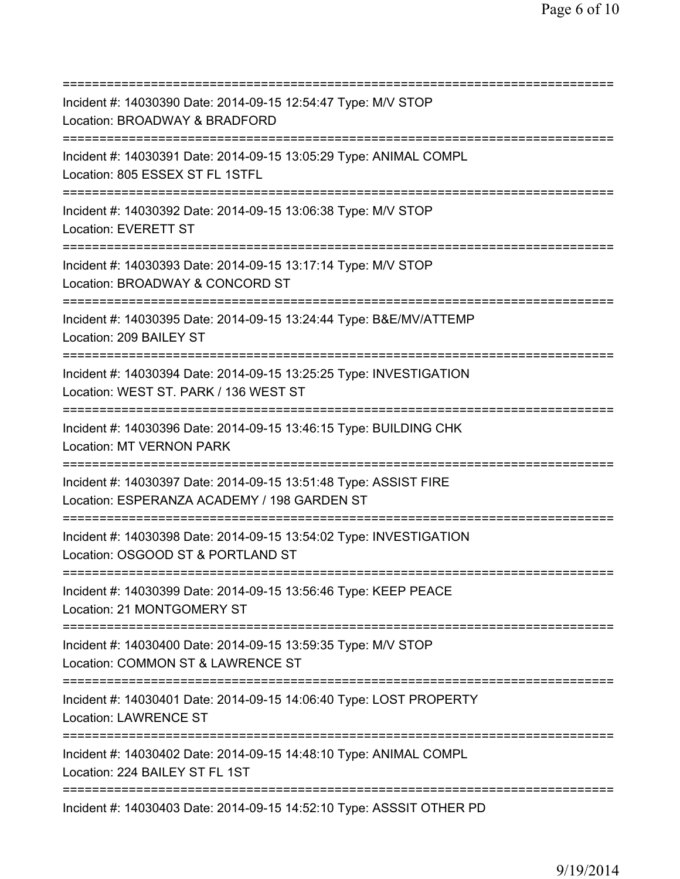===========================================================================

Incident #: 14030390 Date: 2014-09-15 12:54:47 Type: M/V STOP
Location: BROADWAY & BRADFORD

===========================================================================

Incident #: 14030391 Date: 2014-09-15 13:05:29 Type: ANIMAL COMPL
Location: 805 ESSEX ST FL 1STFL

===========================================================================

Incident #: 14030392 Date: 2014-09-15 13:06:38 Type: M/V STOP
Location: EVERETT ST

===========================================================================

Incident #: 14030393 Date: 2014-09-15 13:17:14 Type: M/V STOP
Location: BROADWAY & CONCORD ST

===========================================================================

Incident #: 14030395 Date: 2014-09-15 13:24:44 Type: B&E/MV/ATTEMP
Location: 209 BAILEY ST

===========================================================================

Incident #: 14030394 Date: 2014-09-15 13:25:25 Type: INVESTIGATION
Location: WEST ST. PARK / 136 WEST ST

===========================================================================

Incident #: 14030396 Date: 2014-09-15 13:46:15 Type: BUILDING CHK
Location: MT VERNON PARK

===========================================================================

Incident #: 14030397 Date: 2014-09-15 13:51:48 Type: ASSIST FIRE
Location: ESPERANZA ACADEMY / 198 GARDEN ST

===========================================================================

Incident #: 14030398 Date: 2014-09-15 13:54:02 Type: INVESTIGATION
Location: OSGOOD ST & PORTLAND ST

===========================================================================

Incident #: 14030399 Date: 2014-09-15 13:56:46 Type: KEEP PEACE
Location: 21 MONTGOMERY ST

===========================================================================

Incident #: 14030400 Date: 2014-09-15 13:59:35 Type: M/V STOP
Location: COMMON ST & LAWRENCE ST

===========================================================================

Incident #: 14030401 Date: 2014-09-15 14:06:40 Type: LOST PROPERTY
Location: LAWRENCE ST

===========================================================================

Incident #: 14030402 Date: 2014-09-15 14:48:10 Type: ANIMAL COMPL
Location: 224 BAILEY ST FL 1ST

===========================================================================

Incident #: 14030403 Date: 2014-09-15 14:52:10 Type: ASSSIT OTHER PD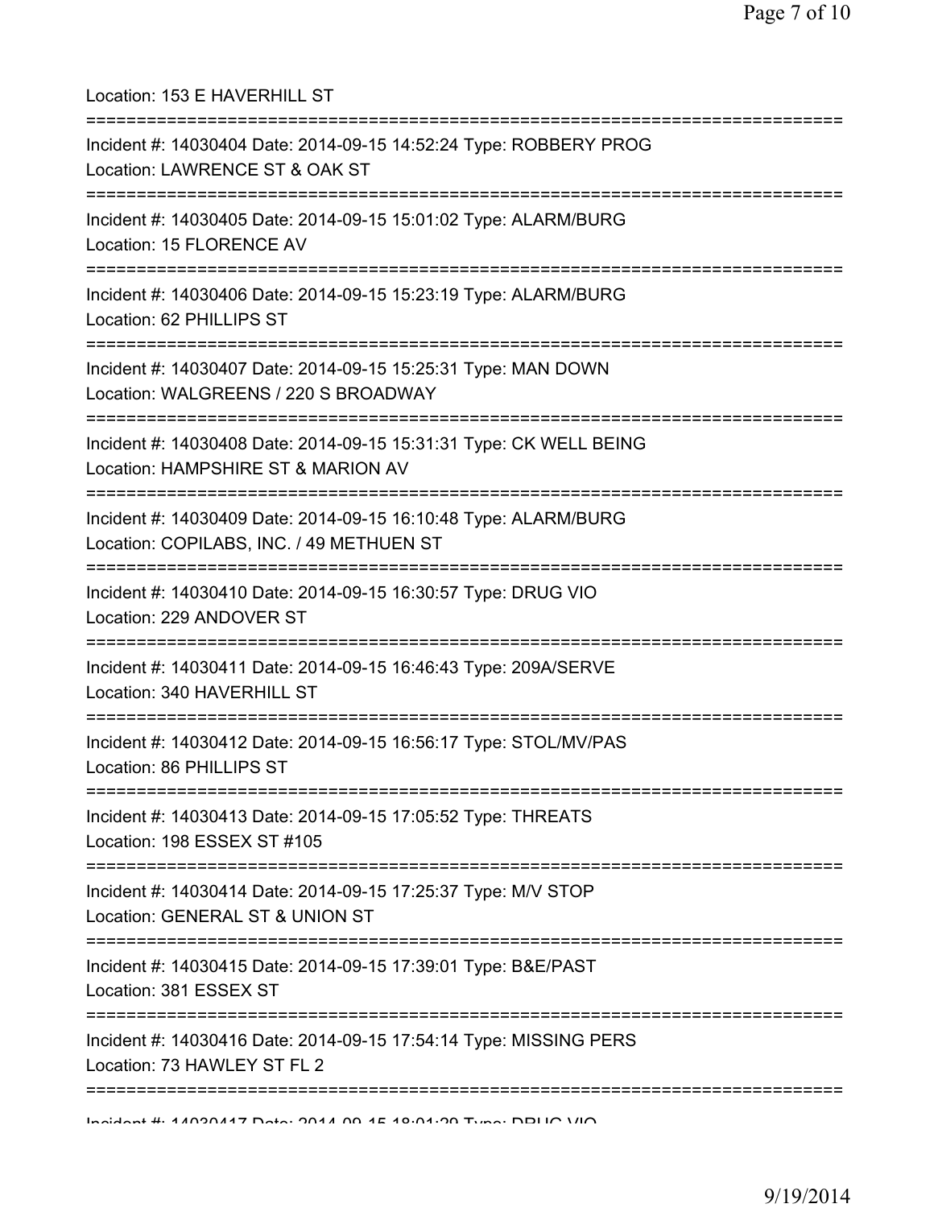Location: 153 E HAVERHILL ST

===========================================================================

Incident #: 14030404 Date: 2014-09-15 14:52:24 Type: ROBBERY PROG
Location: LAWRENCE ST & OAK ST

===========================================================================

Incident #: 14030405 Date: 2014-09-15 15:01:02 Type: ALARM/BURG
Location: 15 FLORENCE AV

===========================================================================

Incident #: 14030406 Date: 2014-09-15 15:23:19 Type: ALARM/BURG
Location: 62 PHILLIPS ST

===========================================================================

Incident #: 14030407 Date: 2014-09-15 15:25:31 Type: MAN DOWN
Location: WALGREENS / 220 S BROADWAY

===========================================================================

Incident #: 14030408 Date: 2014-09-15 15:31:31 Type: CK WELL BEING
Location: HAMPSHIRE ST & MARION AV

===========================================================================

Incident #: 14030409 Date: 2014-09-15 16:10:48 Type: ALARM/BURG
Location: COPILABS, INC. / 49 METHUEN ST

===========================================================================

Incident #: 14030410 Date: 2014-09-15 16:30:57 Type: DRUG VIO
Location: 229 ANDOVER ST

===========================================================================

Incident #: 14030411 Date: 2014-09-15 16:46:43 Type: 209A/SERVE
Location: 340 HAVERHILL ST

===========================================================================

Incident #: 14030412 Date: 2014-09-15 16:56:17 Type: STOL/MV/PAS
Location: 86 PHILLIPS ST

===========================================================================

Incident #: 14030413 Date: 2014-09-15 17:05:52 Type: THREATS
Location: 198 ESSEX ST #105

===========================================================================

Incident #: 14030414 Date: 2014-09-15 17:25:37 Type: M/V STOP
Location: GENERAL ST & UNION ST

===========================================================================

Incident #: 14030415 Date: 2014-09-15 17:39:01 Type: B&E/PAST
Location: 381 ESSEX ST

===========================================================================

Incident #: 14030416 Date: 2014-09-15 17:54:14 Type: MISSING PERS
Location: 73 HAWLEY ST FL 2

===========================================================================

Incident #: 14030417 Date: 2014-09-15 18:01:29 Type: DRUG VIO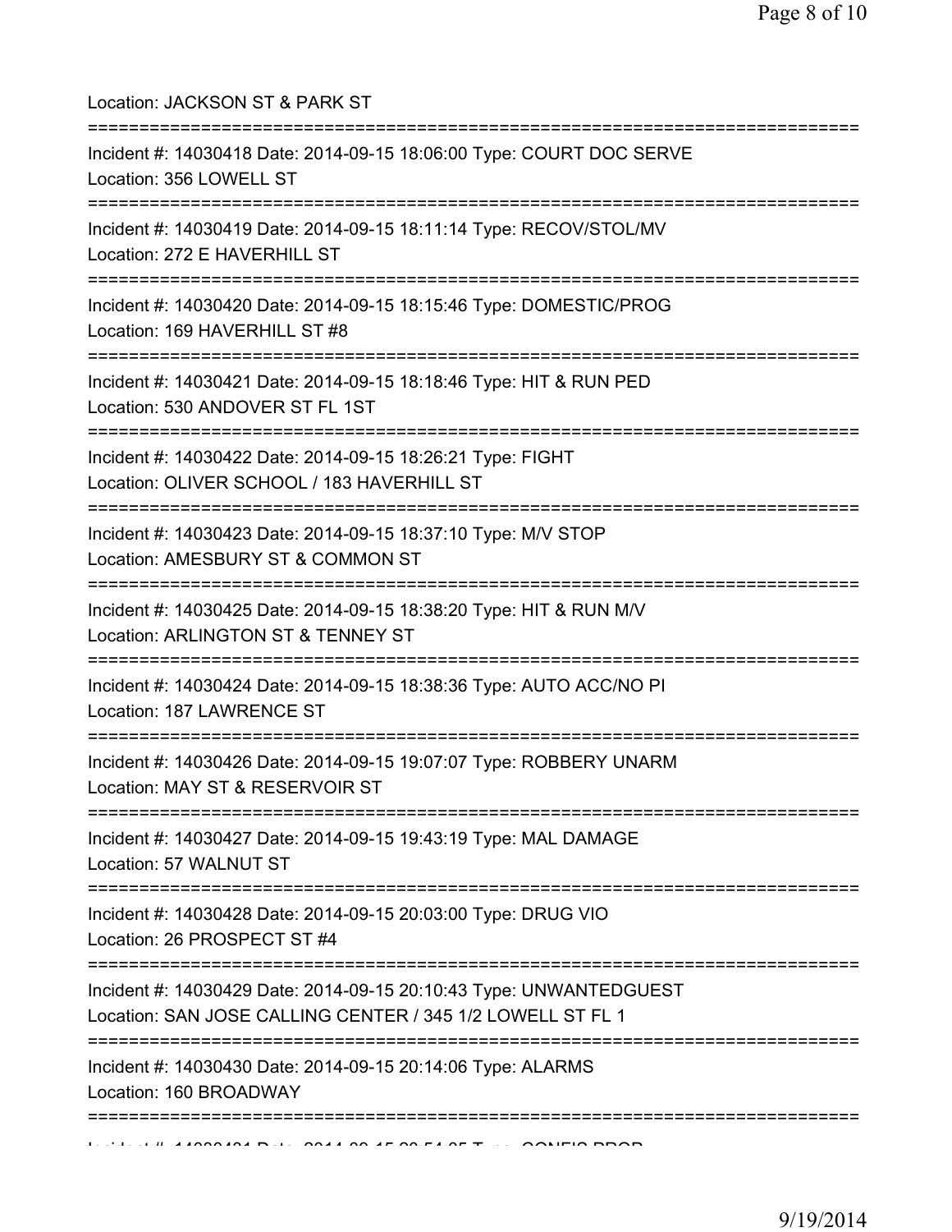Location: JACKSON ST & PARK ST

===========================================================================

Incident #: 14030418 Date: 2014-09-15 18:06:00 Type: COURT DOC SERVE
Location: 356 LOWELL ST

===========================================================================

Incident #: 14030419 Date: 2014-09-15 18:11:14 Type: RECOV/STOL/MV
Location: 272 E HAVERHILL ST

===========================================================================

Incident #: 14030420 Date: 2014-09-15 18:15:46 Type: DOMESTIC/PROG
Location: 169 HAVERHILL ST #8

===========================================================================

Incident #: 14030421 Date: 2014-09-15 18:18:46 Type: HIT & RUN PED
Location: 530 ANDOVER ST FL 1ST

===========================================================================

Incident #: 14030422 Date: 2014-09-15 18:26:21 Type: FIGHT
Location: OLIVER SCHOOL / 183 HAVERHILL ST

===========================================================================

Incident #: 14030423 Date: 2014-09-15 18:37:10 Type: M/V STOP
Location: AMESBURY ST & COMMON ST

===========================================================================

Incident #: 14030425 Date: 2014-09-15 18:38:20 Type: HIT & RUN M/V
Location: ARLINGTON ST & TENNEY ST

===========================================================================

Incident #: 14030424 Date: 2014-09-15 18:38:36 Type: AUTO ACC/NO PI
Location: 187 LAWRENCE ST

===========================================================================

Incident #: 14030426 Date: 2014-09-15 19:07:07 Type: ROBBERY UNARM
Location: MAY ST & RESERVOIR ST

===========================================================================

Incident #: 14030427 Date: 2014-09-15 19:43:19 Type: MAL DAMAGE
Location: 57 WALNUT ST

===========================================================================

Incident #: 14030428 Date: 2014-09-15 20:03:00 Type: DRUG VIO
Location: 26 PROSPECT ST #4

===========================================================================

Incident #: 14030429 Date: 2014-09-15 20:10:43 Type: UNWANTEDGUEST
Location: SAN JOSE CALLING CENTER / 345 1/2 LOWELL ST FL 1

===========================================================================

Incident #: 14030430 Date: 2014-09-15 20:14:06 Type: ALARMS
Location: 160 BROADWAY

===========================================================================

Incident #: 14030431 Date: 2014-09-15 20:54:05 Type: CONFIS PROP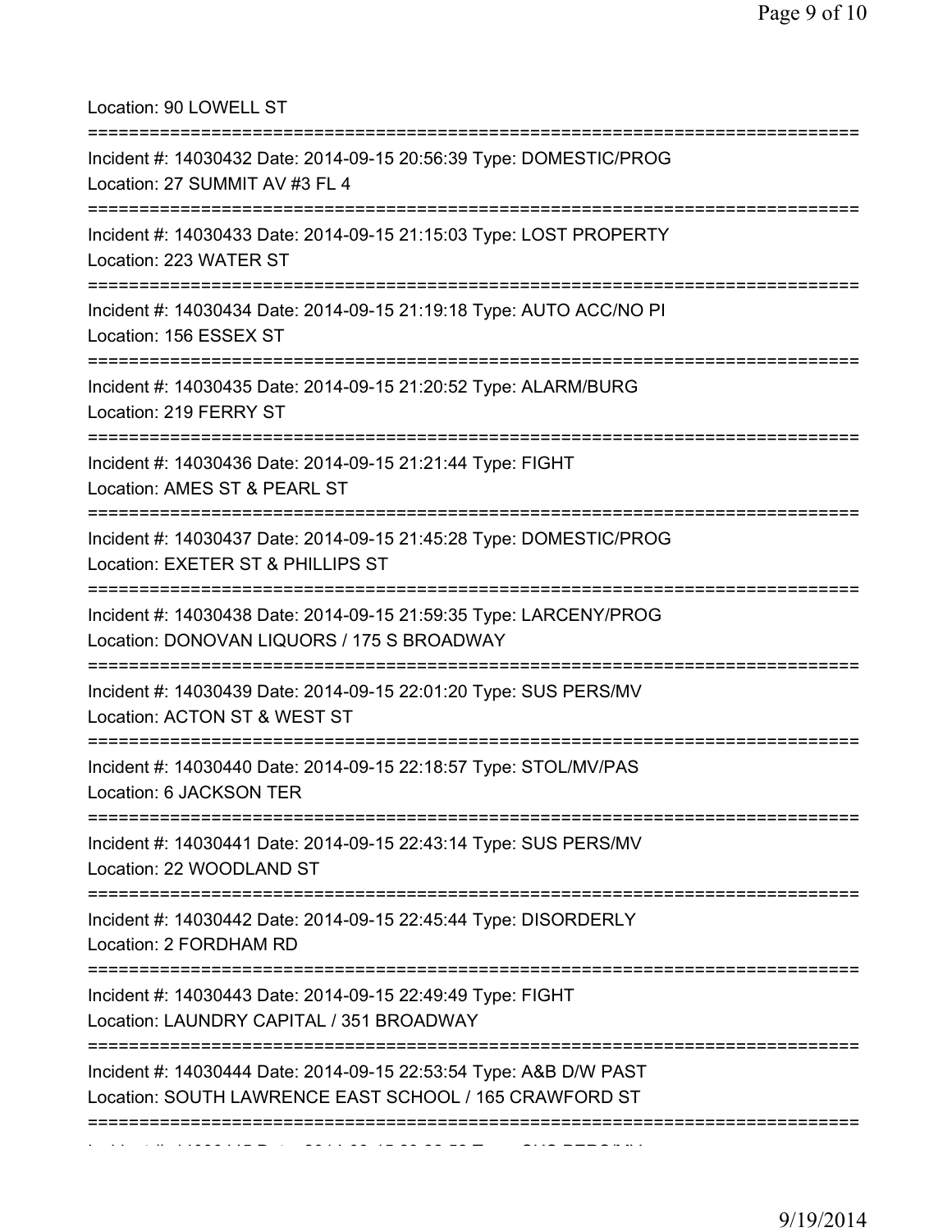Location: 90 LOWELL ST

===========================================================================

Incident #: 14030432 Date: 2014-09-15 20:56:39 Type: DOMESTIC/PROG
Location: 27 SUMMIT AV #3 FL 4

===========================================================================

Incident #: 14030433 Date: 2014-09-15 21:15:03 Type: LOST PROPERTY
Location: 223 WATER ST

===========================================================================

Incident #: 14030434 Date: 2014-09-15 21:19:18 Type: AUTO ACC/NO PI
Location: 156 ESSEX ST

===========================================================================

Incident #: 14030435 Date: 2014-09-15 21:20:52 Type: ALARM/BURG
Location: 219 FERRY ST

===========================================================================

Incident #: 14030436 Date: 2014-09-15 21:21:44 Type: FIGHT
Location: AMES ST & PEARL ST

===========================================================================

Incident #: 14030437 Date: 2014-09-15 21:45:28 Type: DOMESTIC/PROG
Location: EXETER ST & PHILLIPS ST

===========================================================================

Incident #: 14030438 Date: 2014-09-15 21:59:35 Type: LARCENY/PROG
Location: DONOVAN LIQUORS / 175 S BROADWAY

===========================================================================

Incident #: 14030439 Date: 2014-09-15 22:01:20 Type: SUS PERS/MV
Location: ACTON ST & WEST ST

===========================================================================

Incident #: 14030440 Date: 2014-09-15 22:18:57 Type: STOL/MV/PAS
Location: 6 JACKSON TER

===========================================================================

Incident #: 14030441 Date: 2014-09-15 22:43:14 Type: SUS PERS/MV
Location: 22 WOODLAND ST

===========================================================================

Incident #: 14030442 Date: 2014-09-15 22:45:44 Type: DISORDERLY
Location: 2 FORDHAM RD

===========================================================================

Incident #: 14030443 Date: 2014-09-15 22:49:49 Type: FIGHT
Location: LAUNDRY CAPITAL / 351 BROADWAY

===========================================================================

Incident #: 14030444 Date: 2014-09-15 22:53:54 Type: A&B D/W PAST
Location: SOUTH LAWRENCE EAST SCHOOL / 165 CRAWFORD ST

===========================================================================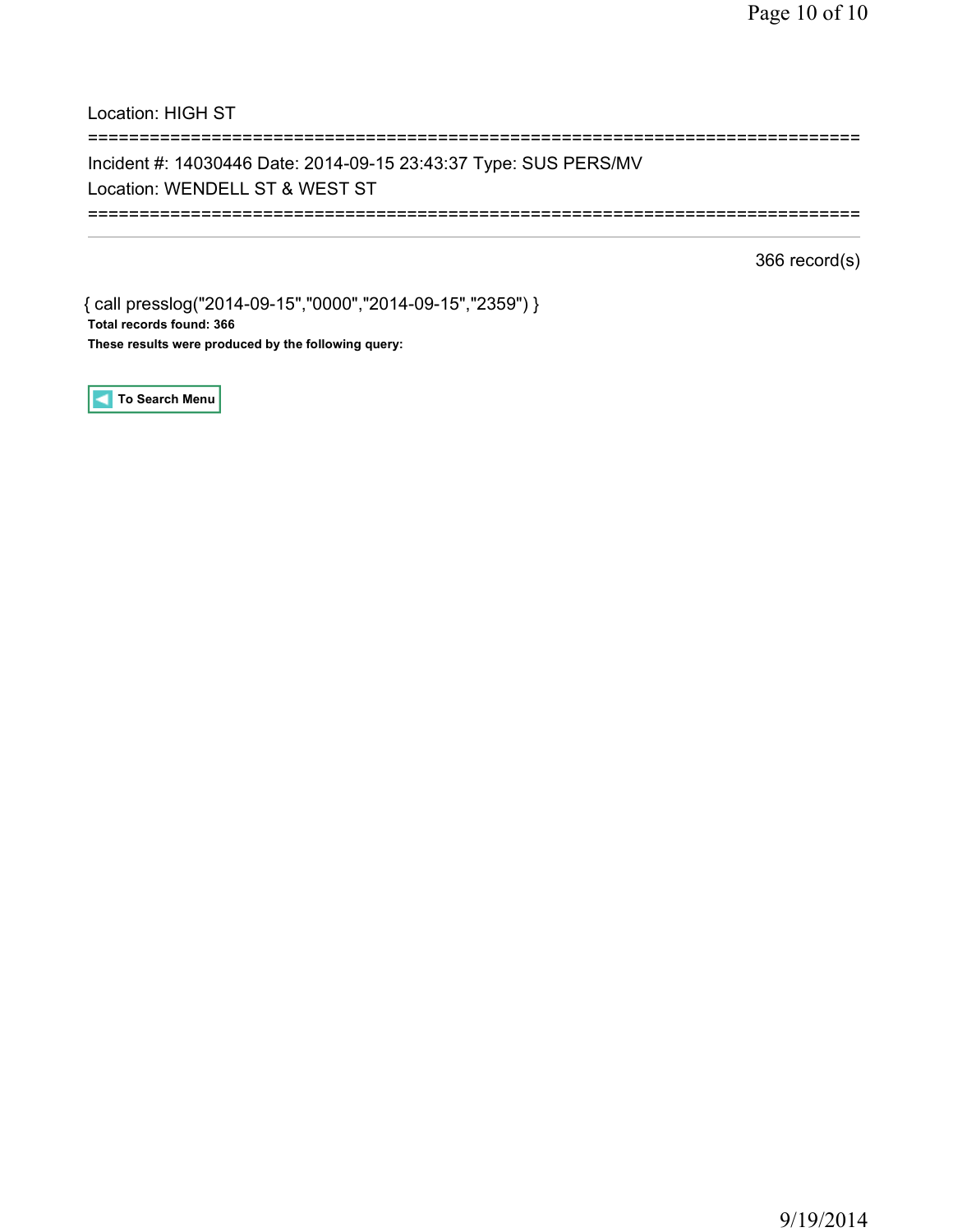Location: HIGH ST

===========================================================================

Incident #: 14030446 Date: 2014-09-15 23:43:37 Type: SUS PERS/MV

Location: WENDELL ST & WEST ST

===========================================================================

---

366 record(s)

{ call presslog("2014-09-15","0000","2014-09-15","2359") }

**Total records found: 366**

**These results were produced by the following query:**

**To Search Menu**